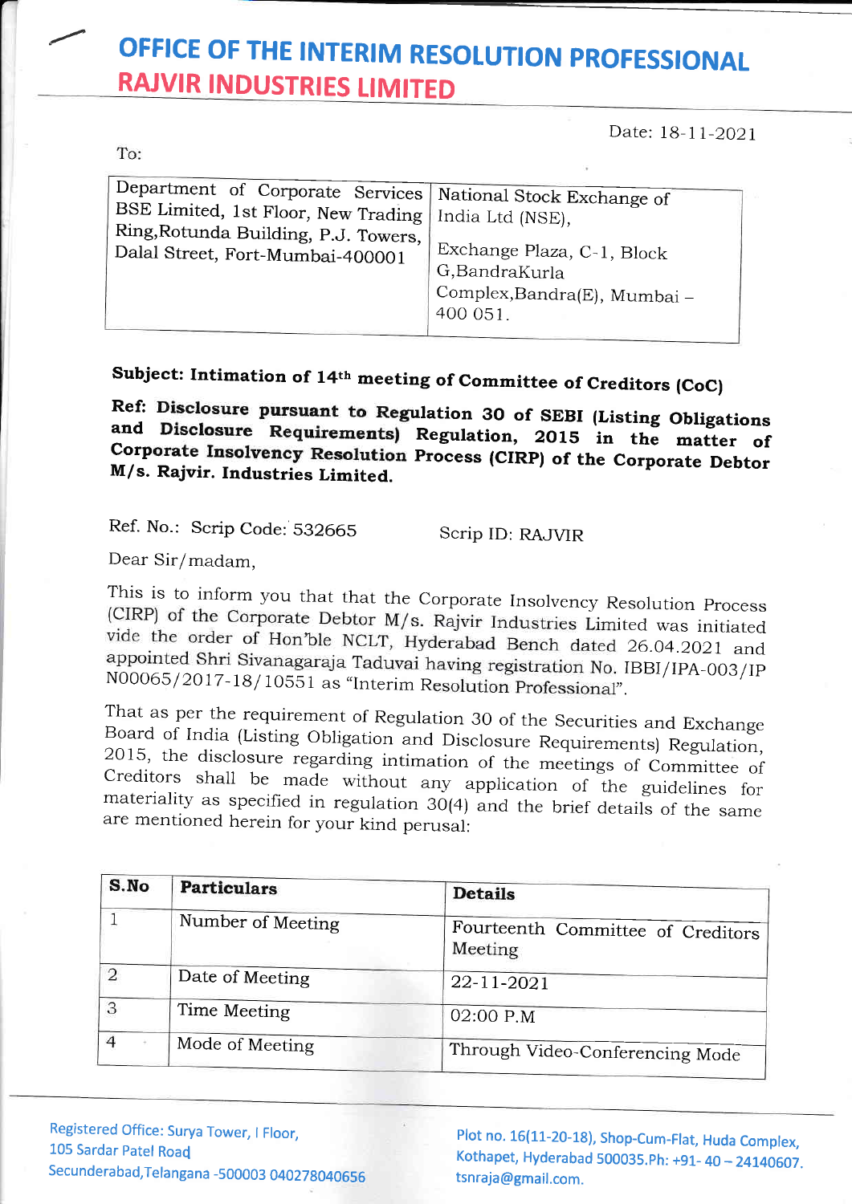# OFFICE OF THE INTERIM RESOLUTION PROFESSIONAL

## RAJVIR INDUSTRIES LIMITED

Date: 18-11-2021

To:

| Department of Corporate Services BSE Limited, 1st Floor, New Trading Ring,Rotunda Building, P.J. Towers, Dalal Street, Fort-Mumbai-400001 | National Stock Exchange of India Ltd (NSE), Exchange Plaza, C-1, Block G,BandraKurla Complex,Bandra(E), Mumbai – 400 051. |
|---|---|

**Subject: Intimation of 14th meeting of Committee of Creditors (CoC)**

**Ref: Disclosure pursuant to Regulation 30 of SEBI (Listing Obligations and Disclosure Requirements) Regulation, 2015 in the matter of Corporate Insolvency Resolution Process (CIRP) of the Corporate Debtor M/s. Rajvir. Industries Limited.**

Ref. No.: Scrip Code: 532665 Scrip ID: RAJVIR

Dear Sir/madam,

This is to inform you that that the Corporate Insolvency Resolution Process (CIRP) of the Corporate Debtor M/s. Rajvir Industries Limited was initiated vide the order of Hon'ble NCLT, Hyderabad Bench dated 26.04.2021 and appointed Shri Sivanagaraja Taduvai having registration No. IBBI/IPA-003/IP N00065/2017-18/10551 as "Interim Resolution Professional".

That as per the requirement of Regulation 30 of the Securities and Exchange Board of India (Listing Obligation and Disclosure Requirements) Regulation, 2015, the disclosure regarding intimation of the meetings of Committee of Creditors shall be made without any application of the guidelines for materiality as specified in regulation 30(4) and the brief details of the same are mentioned herein for your kind perusal:

| S.No | Particulars | Details |
|---|---|---|
| 1 | Number of Meeting | Fourteenth Committee of Creditors Meeting |
| 2 | Date of Meeting | 22-11-2021 |
| 3 | Time Meeting | 02:00 P.M |
| 4 | Mode of Meeting | Through Video-Conferencing Mode |

Registered Office: Surya Tower, I Floor, 105 Sardar Patel Road Secunderabad,Telangana -500003 040278040656

Plot no. 16(11-20-18), Shop-Cum-Flat, Huda Complex, Kothapet, Hyderabad 500035.Ph: +91- 40 – 24140607. tsnraja@gmail.com.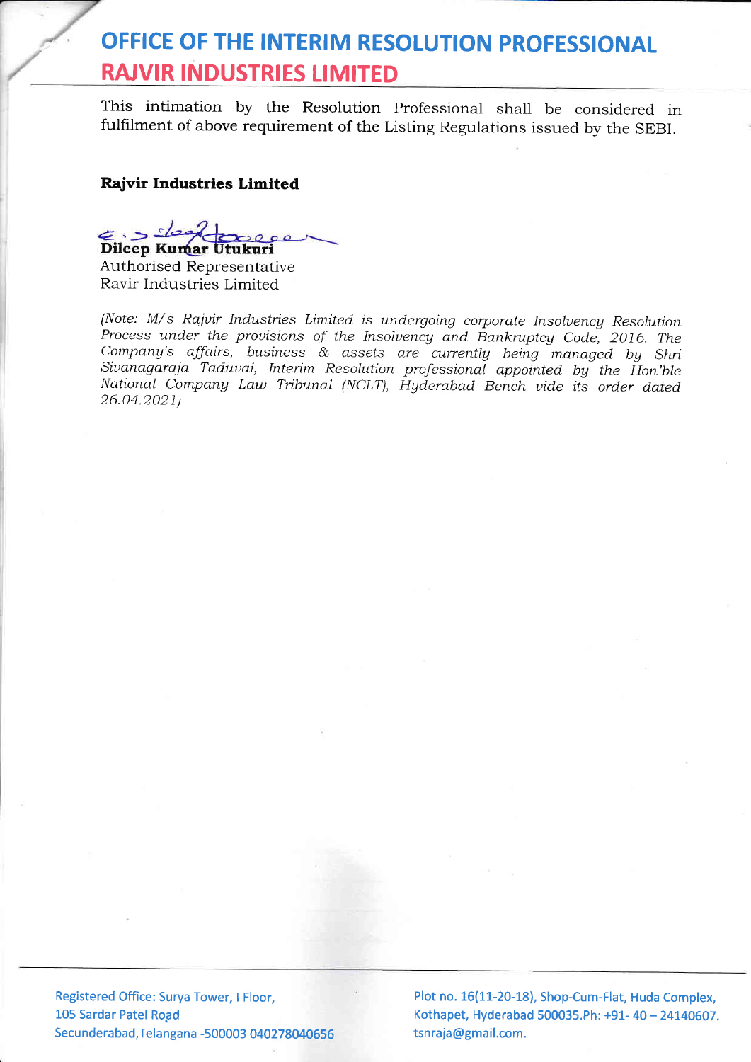# OFFICE OF THE INTERIM RESOLUTION PROFESSIONAL
## RAJVIR INDUSTRIES LIMITED

This intimation by the Resolution Professional shall be considered in fulfilment of above requirement of the Listing Regulations issued by the SEBI.

**Rajvir Industries Limited**

**Dileep Kumar Utukuri**
Authorised Representative
Ravir Industries Limited

*(Note: M/s Rajvir Industries Limited is undergoing corporate Insolvency Resolution Process under the provisions of the Insolvency and Bankruptcy Code, 2016. The Company's affairs, business & assets are currently being managed by Shri Sivanagaraja Taduvai, Interim Resolution professional appointed by the Hon'ble National Company Law Tribunal (NCLT), Hyderabad Bench vide its order dated 26.04.2021)*

Registered Office: Surya Tower, I Floor,
105 Sardar Patel Road
Secunderabad,Telangana -500003 040278040656

Plot no. 16(11-20-18), Shop-Cum-Flat, Huda Complex,
Kothapet, Hyderabad 500035.Ph: +91- 40 – 24140607.
tsnraja@gmail.com.